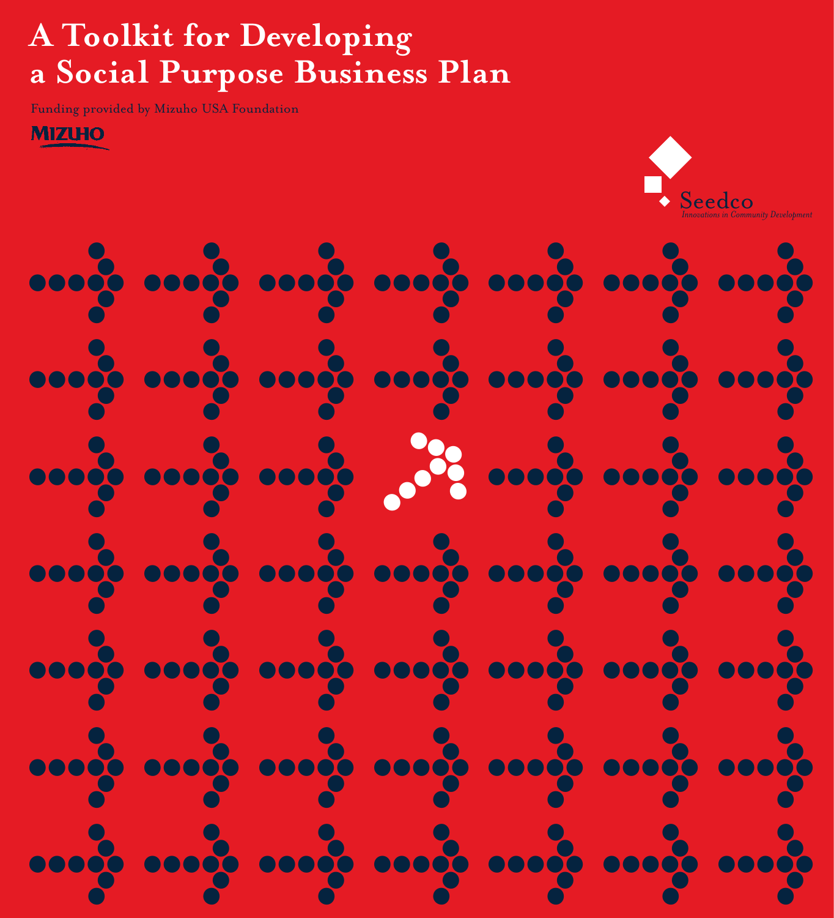# A Toolkit for Developing a Social Purpose Business Plan

Funding provided by Mizuho USA Foundation

MIZUHO

Seedco

*Innovations in Community Development*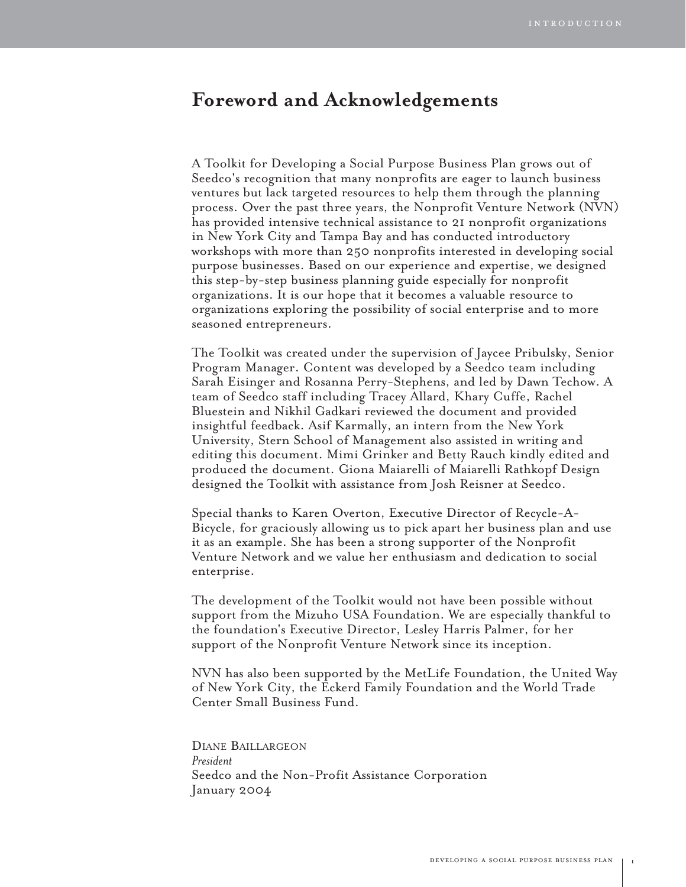# Foreword and Acknowledgements

A Toolkit for Developing a Social Purpose Business Plan grows out of Seedco's recognition that many nonprofits are eager to launch business ventures but lack targeted resources to help them through the planning process. Over the past three years, the Nonprofit Venture Network (NVN) has provided intensive technical assistance to 21 nonprofit organizations in New York City and Tampa Bay and has conducted introductory workshops with more than 250 nonprofits interested in developing social purpose businesses. Based on our experience and expertise, we designed this step-by-step business planning guide especially for nonprofit organizations. It is our hope that it becomes a valuable resource to organizations exploring the possibility of social enterprise and to more seasoned entrepreneurs.

The Toolkit was created under the supervision of Jaycee Pribulsky, Senior Program Manager. Content was developed by a Seedco team including Sarah Eisinger and Rosanna Perry-Stephens, and led by Dawn Techow. A team of Seedco staff including Tracey Allard, Khary Cuffe, Rachel Bluestein and Nikhil Gadkari reviewed the document and provided insightful feedback. Asif Karmally, an intern from the New York University, Stern School of Management also assisted in writing and editing this document. Mimi Grinker and Betty Rauch kindly edited and produced the document. Giona Maiarelli of Maiarelli Rathkopf Design designed the Toolkit with assistance from Josh Reisner at Seedco.

Special thanks to Karen Overton, Executive Director of Recycle-A-Bicycle, for graciously allowing us to pick apart her business plan and use it as an example. She has been a strong supporter of the Nonprofit Venture Network and we value her enthusiasm and dedication to social enterprise.

The development of the Toolkit would not have been possible without support from the Mizuho USA Foundation. We are especially thankful to the foundation's Executive Director, Lesley Harris Palmer, for her support of the Nonprofit Venture Network since its inception.

NVN has also been supported by the MetLife Foundation, the United Way of New York City, the Eckerd Family Foundation and the World Trade Center Small Business Fund.

Diane Baillargeon  
*President*  
Seedco and the Non-Profit Assistance Corporation  
January 2004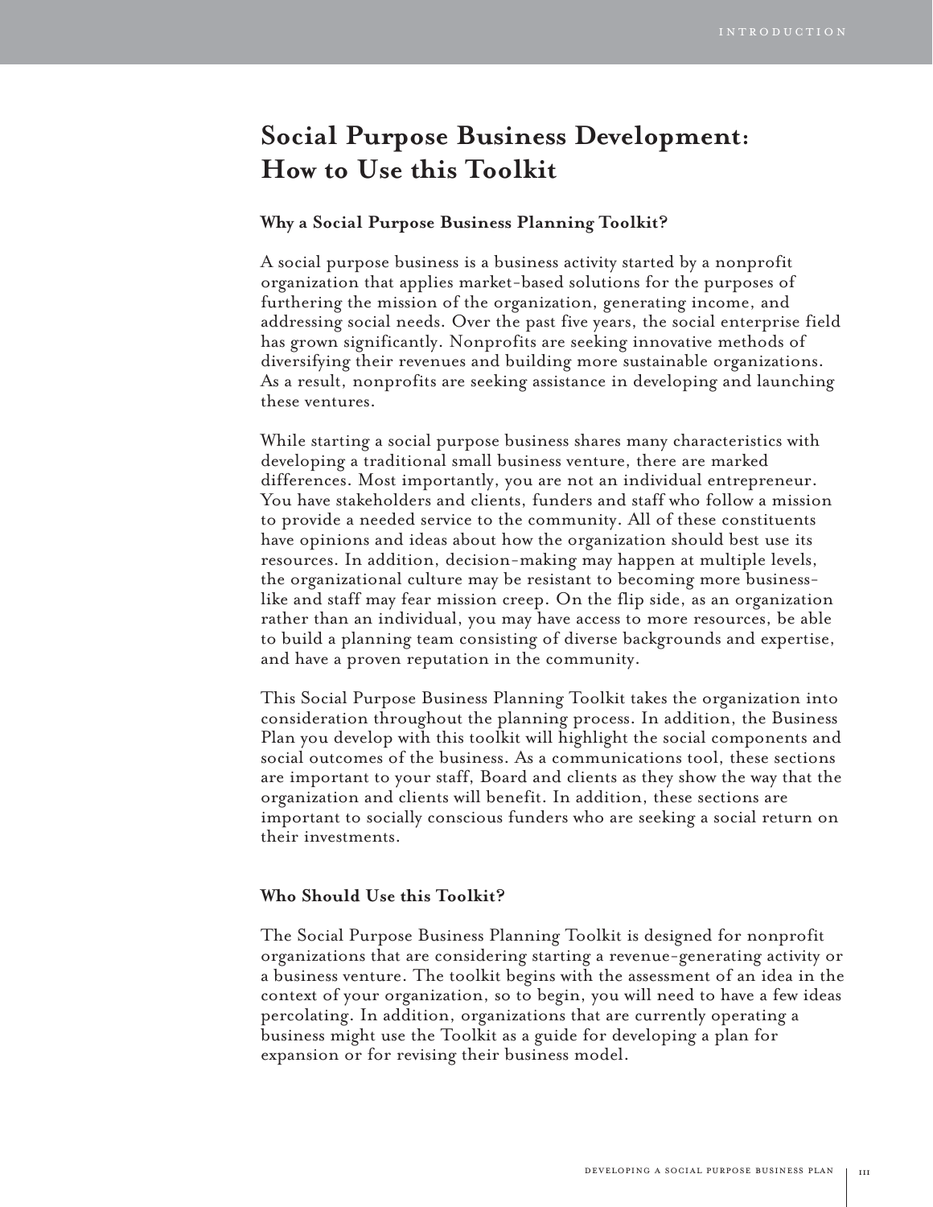# Social Purpose Business Development: How to Use this Toolkit

### Why a Social Purpose Business Planning Toolkit?

A social purpose business is a business activity started by a nonprofit organization that applies market-based solutions for the purposes of furthering the mission of the organization, generating income, and addressing social needs. Over the past five years, the social enterprise field has grown significantly. Nonprofits are seeking innovative methods of diversifying their revenues and building more sustainable organizations. As a result, nonprofits are seeking assistance in developing and launching these ventures.

While starting a social purpose business shares many characteristics with developing a traditional small business venture, there are marked differences. Most importantly, you are not an individual entrepreneur. You have stakeholders and clients, funders and staff who follow a mission to provide a needed service to the community. All of these constituents have opinions and ideas about how the organization should best use its resources. In addition, decision-making may happen at multiple levels, the organizational culture may be resistant to becoming more business-like and staff may fear mission creep. On the flip side, as an organization rather than an individual, you may have access to more resources, be able to build a planning team consisting of diverse backgrounds and expertise, and have a proven reputation in the community.

This Social Purpose Business Planning Toolkit takes the organization into consideration throughout the planning process. In addition, the Business Plan you develop with this toolkit will highlight the social components and social outcomes of the business. As a communications tool, these sections are important to your staff, Board and clients as they show the way that the organization and clients will benefit. In addition, these sections are important to socially conscious funders who are seeking a social return on their investments.

### Who Should Use this Toolkit?

The Social Purpose Business Planning Toolkit is designed for nonprofit organizations that are considering starting a revenue-generating activity or a business venture. The toolkit begins with the assessment of an idea in the context of your organization, so to begin, you will need to have a few ideas percolating. In addition, organizations that are currently operating a business might use the Toolkit as a guide for developing a plan for expansion or for revising their business model.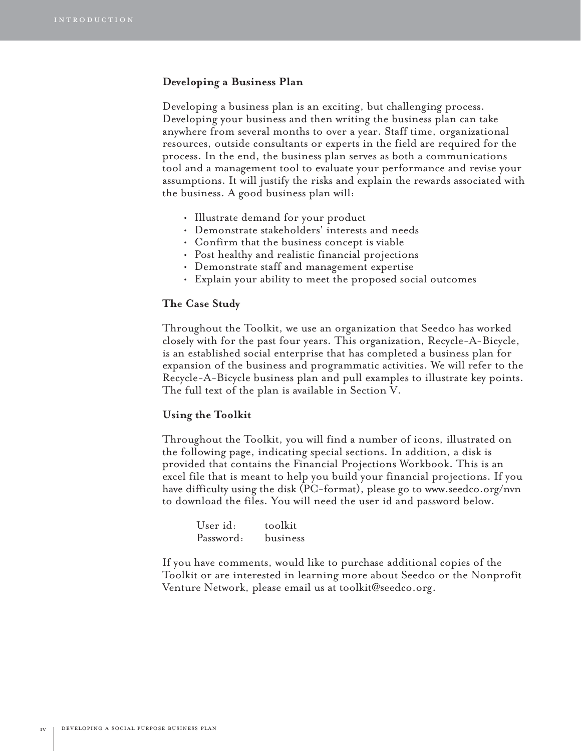## Developing a Business Plan

Developing a business plan is an exciting, but challenging process. Developing your business and then writing the business plan can take anywhere from several months to over a year. Staff time, organizational resources, outside consultants or experts in the field are required for the process. In the end, the business plan serves as both a communications tool and a management tool to evaluate your performance and revise your assumptions. It will justify the risks and explain the rewards associated with the business. A good business plan will:

- Illustrate demand for your product
- Demonstrate stakeholders' interests and needs
- Confirm that the business concept is viable
- Post healthy and realistic financial projections
- Demonstrate staff and management expertise
- Explain your ability to meet the proposed social outcomes

## The Case Study

Throughout the Toolkit, we use an organization that Seedco has worked closely with for the past four years. This organization, Recycle-A-Bicycle, is an established social enterprise that has completed a business plan for expansion of the business and programmatic activities. We will refer to the Recycle-A-Bicycle business plan and pull examples to illustrate key points. The full text of the plan is available in Section V.

## Using the Toolkit

Throughout the Toolkit, you will find a number of icons, illustrated on the following page, indicating special sections. In addition, a disk is provided that contains the Financial Projections Workbook. This is an excel file that is meant to help you build your financial projections. If you have difficulty using the disk (PC-format), please go to www.seedco.org/nvn to download the files. You will need the user id and password below.

User id: toolkit
Password: business

If you have comments, would like to purchase additional copies of the Toolkit or are interested in learning more about Seedco or the Nonprofit Venture Network, please email us at toolkit@seedco.org.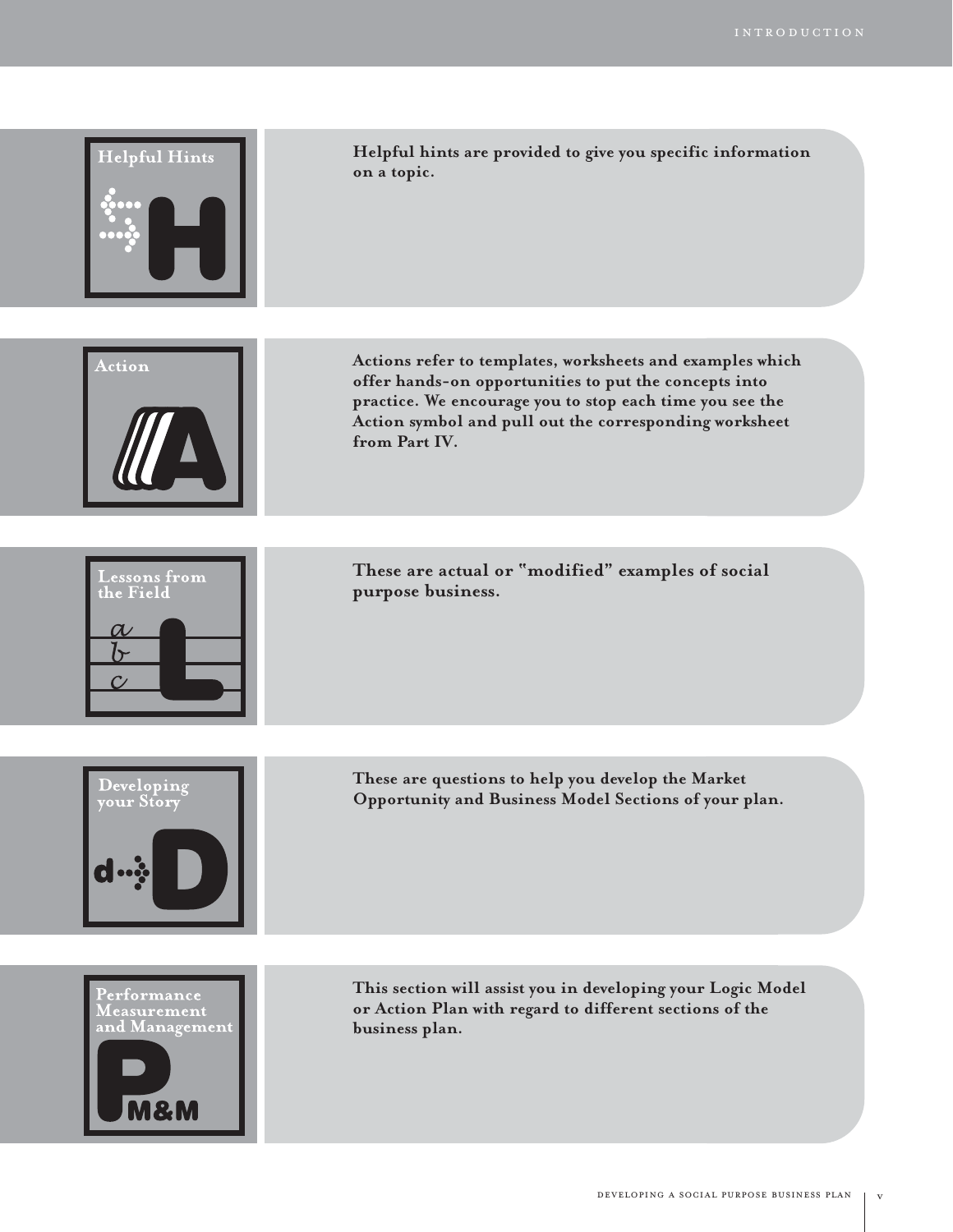**Helpful Hints**

**Helpful hints are provided to give you specific information on a topic.**

**Action**

**Actions refer to templates, worksheets and examples which offer hands-on opportunities to put the concepts into practice. We encourage you to stop each time you see the Action symbol and pull out the corresponding worksheet from Part IV.**

**Lessons from the Field**

**These are actual or "modified" examples of social purpose business.**

**Developing your Story**

**These are questions to help you develop the Market Opportunity and Business Model Sections of your plan.**

**Performance Measurement and Management**

**This section will assist you in developing your Logic Model or Action Plan with regard to different sections of the business plan.**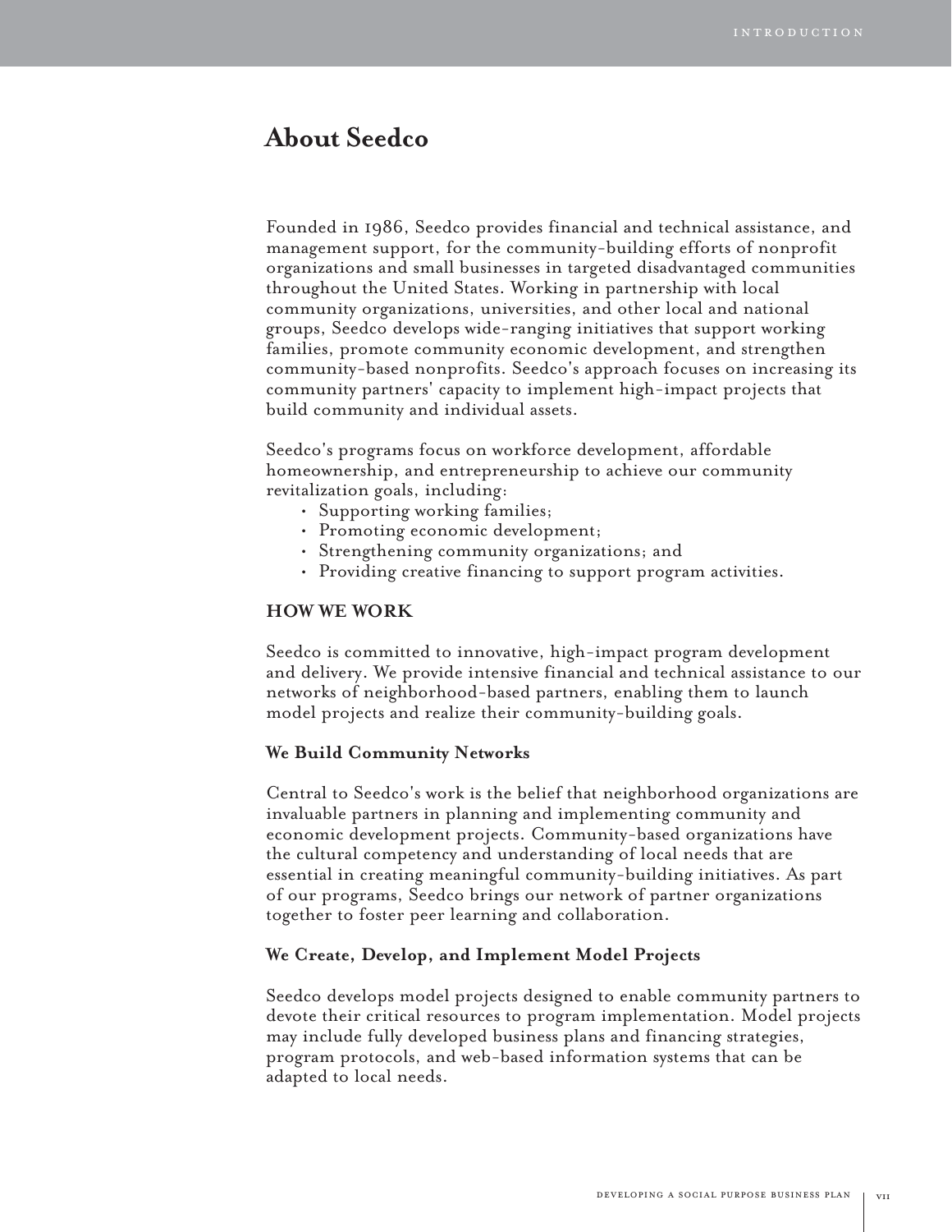# About Seedco

Founded in 1986, Seedco provides financial and technical assistance, and management support, for the community-building efforts of nonprofit organizations and small businesses in targeted disadvantaged communities throughout the United States. Working in partnership with local community organizations, universities, and other local and national groups, Seedco develops wide-ranging initiatives that support working families, promote community economic development, and strengthen community-based nonprofits. Seedco's approach focuses on increasing its community partners' capacity to implement high-impact projects that build community and individual assets.

Seedco's programs focus on workforce development, affordable homeownership, and entrepreneurship to achieve our community revitalization goals, including:

- Supporting working families;
- Promoting economic development;
- Strengthening community organizations; and
- Providing creative financing to support program activities.

## HOW WE WORK

Seedco is committed to innovative, high-impact program development and delivery. We provide intensive financial and technical assistance to our networks of neighborhood-based partners, enabling them to launch model projects and realize their community-building goals.

### We Build Community Networks

Central to Seedco's work is the belief that neighborhood organizations are invaluable partners in planning and implementing community and economic development projects. Community-based organizations have the cultural competency and understanding of local needs that are essential in creating meaningful community-building initiatives. As part of our programs, Seedco brings our network of partner organizations together to foster peer learning and collaboration.

### We Create, Develop, and Implement Model Projects

Seedco develops model projects designed to enable community partners to devote their critical resources to program implementation. Model projects may include fully developed business plans and financing strategies, program protocols, and web-based information systems that can be adapted to local needs.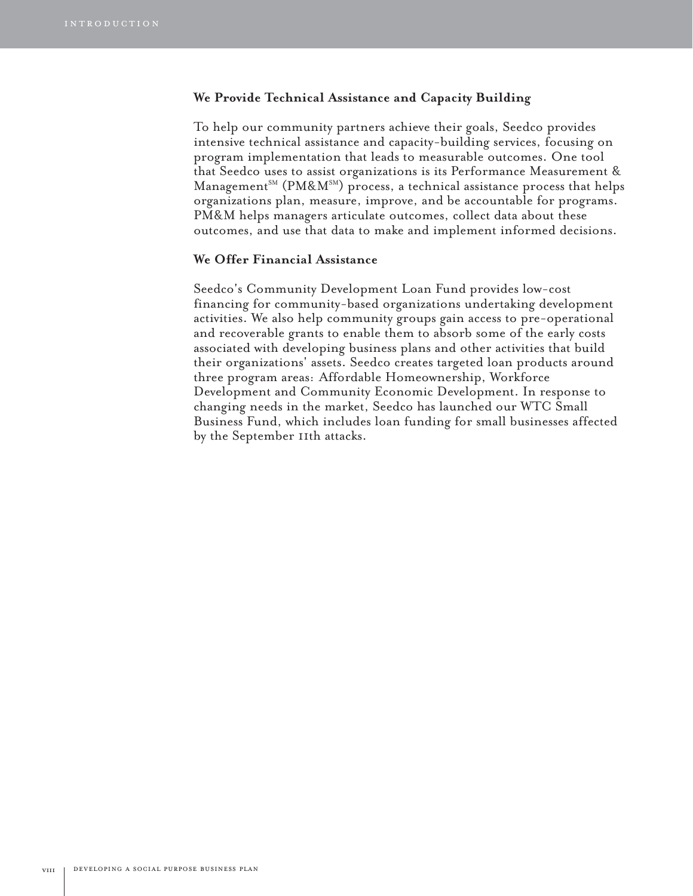**We Provide Technical Assistance and Capacity Building**

To help our community partners achieve their goals, Seedco provides intensive technical assistance and capacity-building services, focusing on program implementation that leads to measurable outcomes. One tool that Seedco uses to assist organizations is its Performance Measurement & Management℠ (PM&M℠) process, a technical assistance process that helps organizations plan, measure, improve, and be accountable for programs. PM&M helps managers articulate outcomes, collect data about these outcomes, and use that data to make and implement informed decisions.

**We Offer Financial Assistance**

Seedco's Community Development Loan Fund provides low-cost financing for community-based organizations undertaking development activities. We also help community groups gain access to pre-operational and recoverable grants to enable them to absorb some of the early costs associated with developing business plans and other activities that build their organizations' assets. Seedco creates targeted loan products around three program areas: Affordable Homeownership, Workforce Development and Community Economic Development. In response to changing needs in the market, Seedco has launched our WTC Small Business Fund, which includes loan funding for small businesses affected by the September 11th attacks.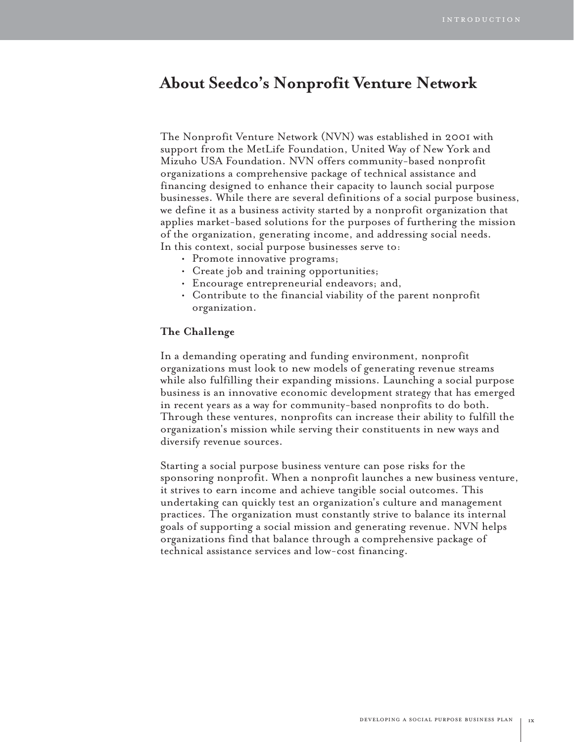# About Seedco's Nonprofit Venture Network

The Nonprofit Venture Network (NVN) was established in 2001 with support from the MetLife Foundation, United Way of New York and Mizuho USA Foundation. NVN offers community-based nonprofit organizations a comprehensive package of technical assistance and financing designed to enhance their capacity to launch social purpose businesses. While there are several definitions of a social purpose business, we define it as a business activity started by a nonprofit organization that applies market-based solutions for the purposes of furthering the mission of the organization, generating income, and addressing social needs. In this context, social purpose businesses serve to:

- Promote innovative programs;
- Create job and training opportunities;
- Encourage entrepreneurial endeavors; and,
- Contribute to the financial viability of the parent nonprofit organization.

**The Challenge**

In a demanding operating and funding environment, nonprofit organizations must look to new models of generating revenue streams while also fulfilling their expanding missions. Launching a social purpose business is an innovative economic development strategy that has emerged in recent years as a way for community-based nonprofits to do both. Through these ventures, nonprofits can increase their ability to fulfill the organization's mission while serving their constituents in new ways and diversify revenue sources.

Starting a social purpose business venture can pose risks for the sponsoring nonprofit. When a nonprofit launches a new business venture, it strives to earn income and achieve tangible social outcomes. This undertaking can quickly test an organization's culture and management practices. The organization must constantly strive to balance its internal goals of supporting a social mission and generating revenue. NVN helps organizations find that balance through a comprehensive package of technical assistance services and low-cost financing.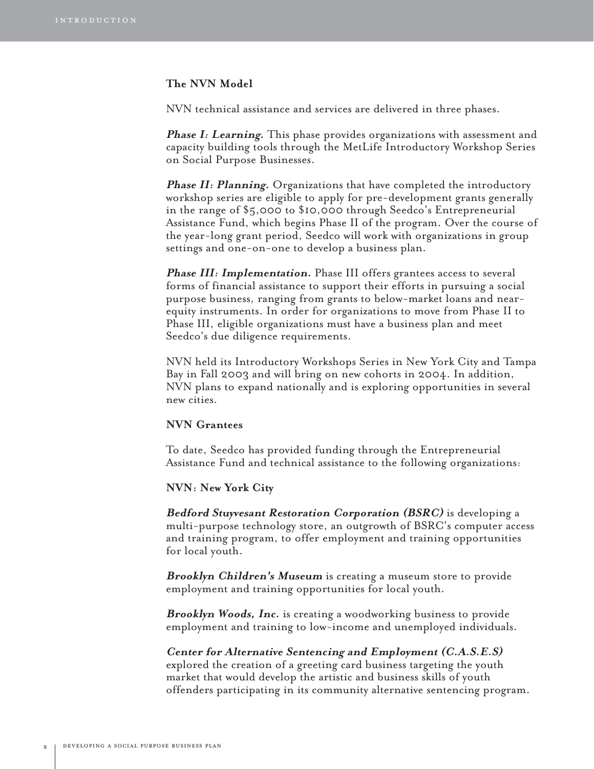## The NVN Model

NVN technical assistance and services are delivered in three phases.

***Phase I: Learning.*** This phase provides organizations with assessment and capacity building tools through the MetLife Introductory Workshop Series on Social Purpose Businesses.

***Phase II: Planning.*** Organizations that have completed the introductory workshop series are eligible to apply for pre-development grants generally in the range of $5,000 to $10,000 through Seedco's Entrepreneurial Assistance Fund, which begins Phase II of the program. Over the course of the year-long grant period, Seedco will work with organizations in group settings and one-on-one to develop a business plan.

***Phase III: Implementation.*** Phase III offers grantees access to several forms of financial assistance to support their efforts in pursuing a social purpose business, ranging from grants to below-market loans and near-equity instruments. In order for organizations to move from Phase II to Phase III, eligible organizations must have a business plan and meet Seedco's due diligence requirements.

NVN held its Introductory Workshops Series in New York City and Tampa Bay in Fall 2003 and will bring on new cohorts in 2004. In addition, NVN plans to expand nationally and is exploring opportunities in several new cities.

## NVN Grantees

To date, Seedco has provided funding through the Entrepreneurial Assistance Fund and technical assistance to the following organizations:

### NVN: New York City

***Bedford Stuyvesant Restoration Corporation (BSRC)*** is developing a multi-purpose technology store, an outgrowth of BSRC's computer access and training program, to offer employment and training opportunities for local youth.

***Brooklyn Children's Museum*** is creating a museum store to provide employment and training opportunities for local youth.

***Brooklyn Woods, Inc.*** is creating a woodworking business to provide employment and training to low-income and unemployed individuals.

***Center for Alternative Sentencing and Employment (C.A.S.E.S)*** explored the creation of a greeting card business targeting the youth market that would develop the artistic and business skills of youth offenders participating in its community alternative sentencing program.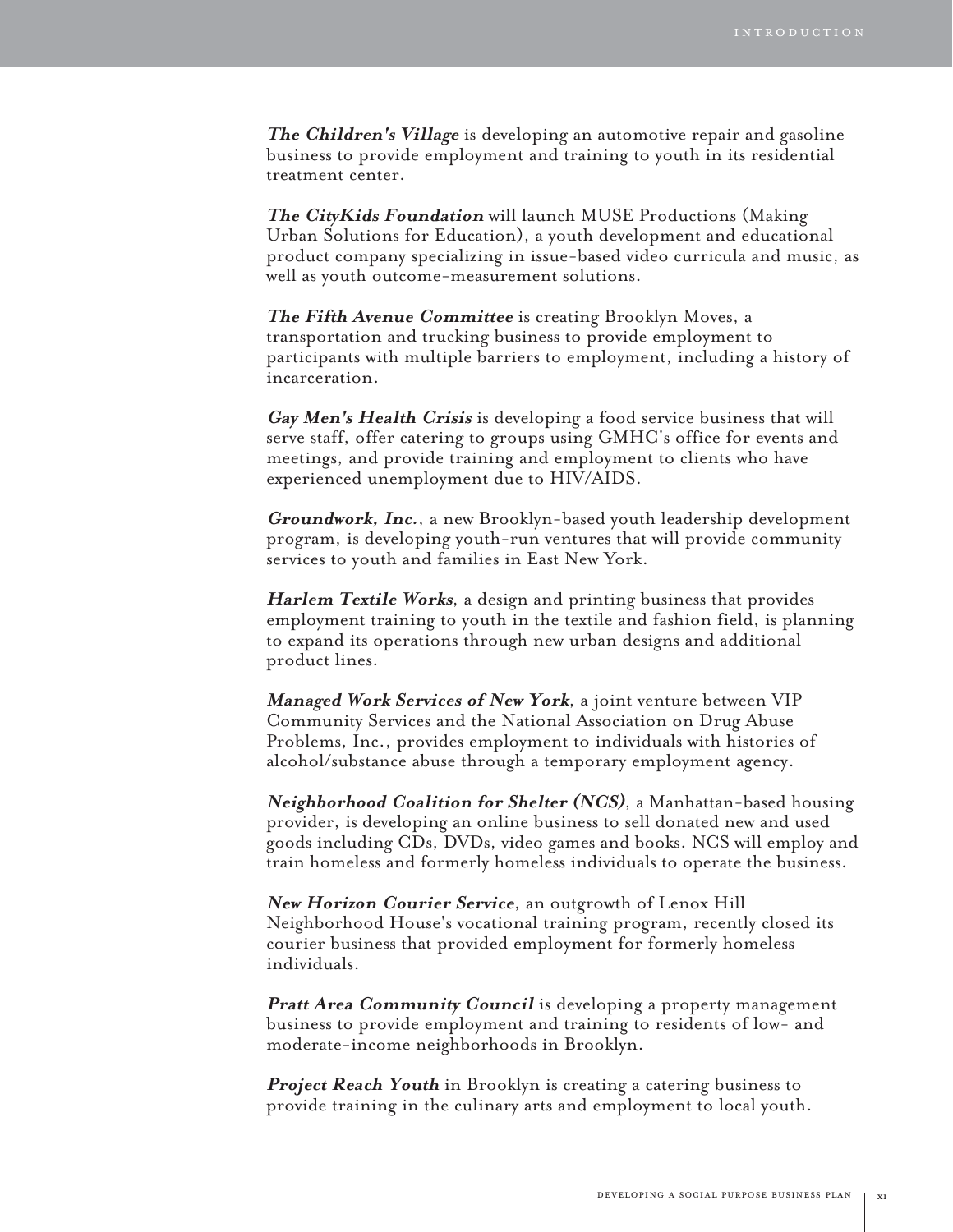***The Children's Village*** is developing an automotive repair and gasoline business to provide employment and training to youth in its residential treatment center.

***The CityKids Foundation*** will launch MUSE Productions (Making Urban Solutions for Education), a youth development and educational product company specializing in issue-based video curricula and music, as well as youth outcome-measurement solutions.

***The Fifth Avenue Committee*** is creating Brooklyn Moves, a transportation and trucking business to provide employment to participants with multiple barriers to employment, including a history of incarceration.

***Gay Men's Health Crisis*** is developing a food service business that will serve staff, offer catering to groups using GMHC's office for events and meetings, and provide training and employment to clients who have experienced unemployment due to HIV/AIDS.

***Groundwork, Inc.***, a new Brooklyn-based youth leadership development program, is developing youth-run ventures that will provide community services to youth and families in East New York.

***Harlem Textile Works***, a design and printing business that provides employment training to youth in the textile and fashion field, is planning to expand its operations through new urban designs and additional product lines.

***Managed Work Services of New York***, a joint venture between VIP Community Services and the National Association on Drug Abuse Problems, Inc., provides employment to individuals with histories of alcohol/substance abuse through a temporary employment agency.

***Neighborhood Coalition for Shelter (NCS)***, a Manhattan-based housing provider, is developing an online business to sell donated new and used goods including CDs, DVDs, video games and books. NCS will employ and train homeless and formerly homeless individuals to operate the business.

***New Horizon Courier Service***, an outgrowth of Lenox Hill Neighborhood House's vocational training program, recently closed its courier business that provided employment for formerly homeless individuals.

***Pratt Area Community Council*** is developing a property management business to provide employment and training to residents of low- and moderate-income neighborhoods in Brooklyn.

***Project Reach Youth*** in Brooklyn is creating a catering business to provide training in the culinary arts and employment to local youth.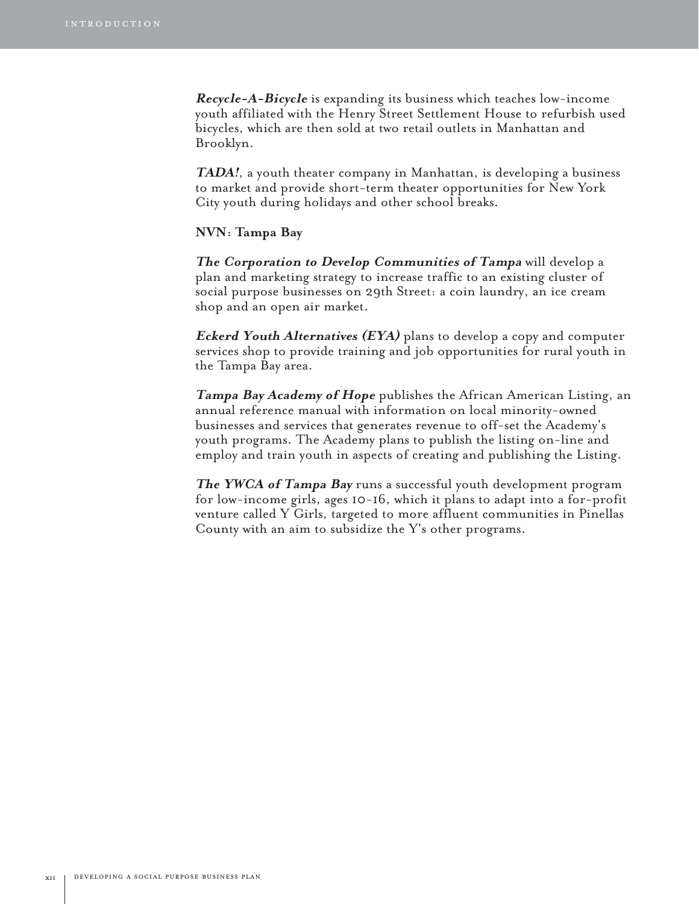***Recycle-A-Bicycle*** is expanding its business which teaches low-income youth affiliated with the Henry Street Settlement House to refurbish used bicycles, which are then sold at two retail outlets in Manhattan and Brooklyn.

***TADA!***, a youth theater company in Manhattan, is developing a business to market and provide short-term theater opportunities for New York City youth during holidays and other school breaks.

**NVN: Tampa Bay**

***The Corporation to Develop Communities of Tampa*** will develop a plan and marketing strategy to increase traffic to an existing cluster of social purpose businesses on 29th Street: a coin laundry, an ice cream shop and an open air market.

***Eckerd Youth Alternatives (EYA)*** plans to develop a copy and computer services shop to provide training and job opportunities for rural youth in the Tampa Bay area.

***Tampa Bay Academy of Hope*** publishes the African American Listing, an annual reference manual with information on local minority-owned businesses and services that generates revenue to off-set the Academy's youth programs. The Academy plans to publish the listing on-line and employ and train youth in aspects of creating and publishing the Listing.

***The YWCA of Tampa Bay*** runs a successful youth development program for low-income girls, ages 10-16, which it plans to adapt into a for-profit venture called Y Girls, targeted to more affluent communities in Pinellas County with an aim to subsidize the Y's other programs.